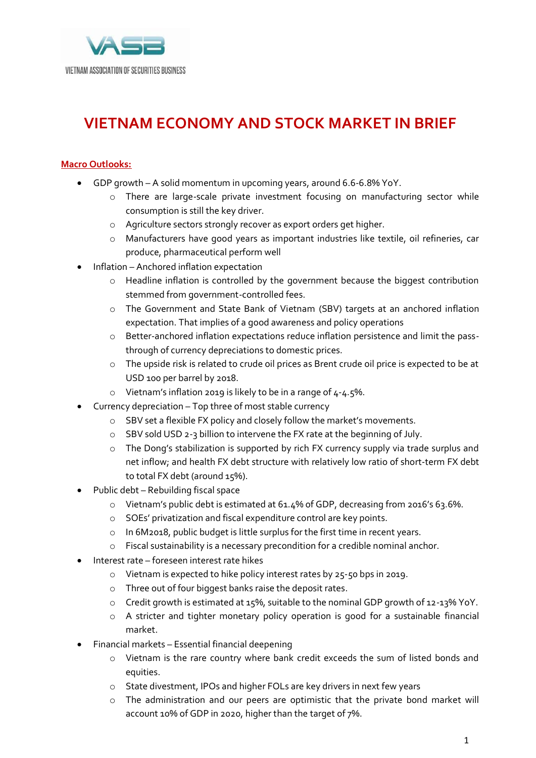VIETNAM ASSOCIATION OF SECURITIES BUSINESS

# VIETNAM ECONOMY AND STOCK MARKET IN BRIEF

## Macro Outlooks:

- GDP growth – A solid momentum in upcoming years, around 6.6-6.8% YoY.
  - There are large-scale private investment focusing on manufacturing sector while consumption is still the key driver.
  - Agriculture sectors strongly recover as export orders get higher.
  - Manufacturers have good years as important industries like textile, oil refineries, car produce, pharmaceutical perform well
- Inflation – Anchored inflation expectation
  - Headline inflation is controlled by the government because the biggest contribution stemmed from government-controlled fees.
  - The Government and State Bank of Vietnam (SBV) targets at an anchored inflation expectation. That implies of a good awareness and policy operations
  - Better-anchored inflation expectations reduce inflation persistence and limit the pass-through of currency depreciations to domestic prices.
  - The upside risk is related to crude oil prices as Brent crude oil price is expected to be at USD 100 per barrel by 2018.
  - Vietnam's inflation 2019 is likely to be in a range of 4-4.5%.
- Currency depreciation – Top three of most stable currency
  - SBV set a flexible FX policy and closely follow the market's movements.
  - SBV sold USD 2-3 billion to intervene the FX rate at the beginning of July.
  - The Dong's stabilization is supported by rich FX currency supply via trade surplus and net inflow; and health FX debt structure with relatively low ratio of short-term FX debt to total FX debt (around 15%).
- Public debt – Rebuilding fiscal space
  - Vietnam's public debt is estimated at 61.4% of GDP, decreasing from 2016's 63.6%.
  - SOEs' privatization and fiscal expenditure control are key points.
  - In 6M2018, public budget is little surplus for the first time in recent years.
  - Fiscal sustainability is a necessary precondition for a credible nominal anchor.
- Interest rate – foreseen interest rate hikes
  - Vietnam is expected to hike policy interest rates by 25-50 bps in 2019.
  - Three out of four biggest banks raise the deposit rates.
  - Credit growth is estimated at 15%, suitable to the nominal GDP growth of 12-13% YoY.
  - A stricter and tighter monetary policy operation is good for a sustainable financial market.
- Financial markets – Essential financial deepening
  - Vietnam is the rare country where bank credit exceeds the sum of listed bonds and equities.
  - State divestment, IPOs and higher FOLs are key drivers in next few years
  - The administration and our peers are optimistic that the private bond market will account 10% of GDP in 2020, higher than the target of 7%.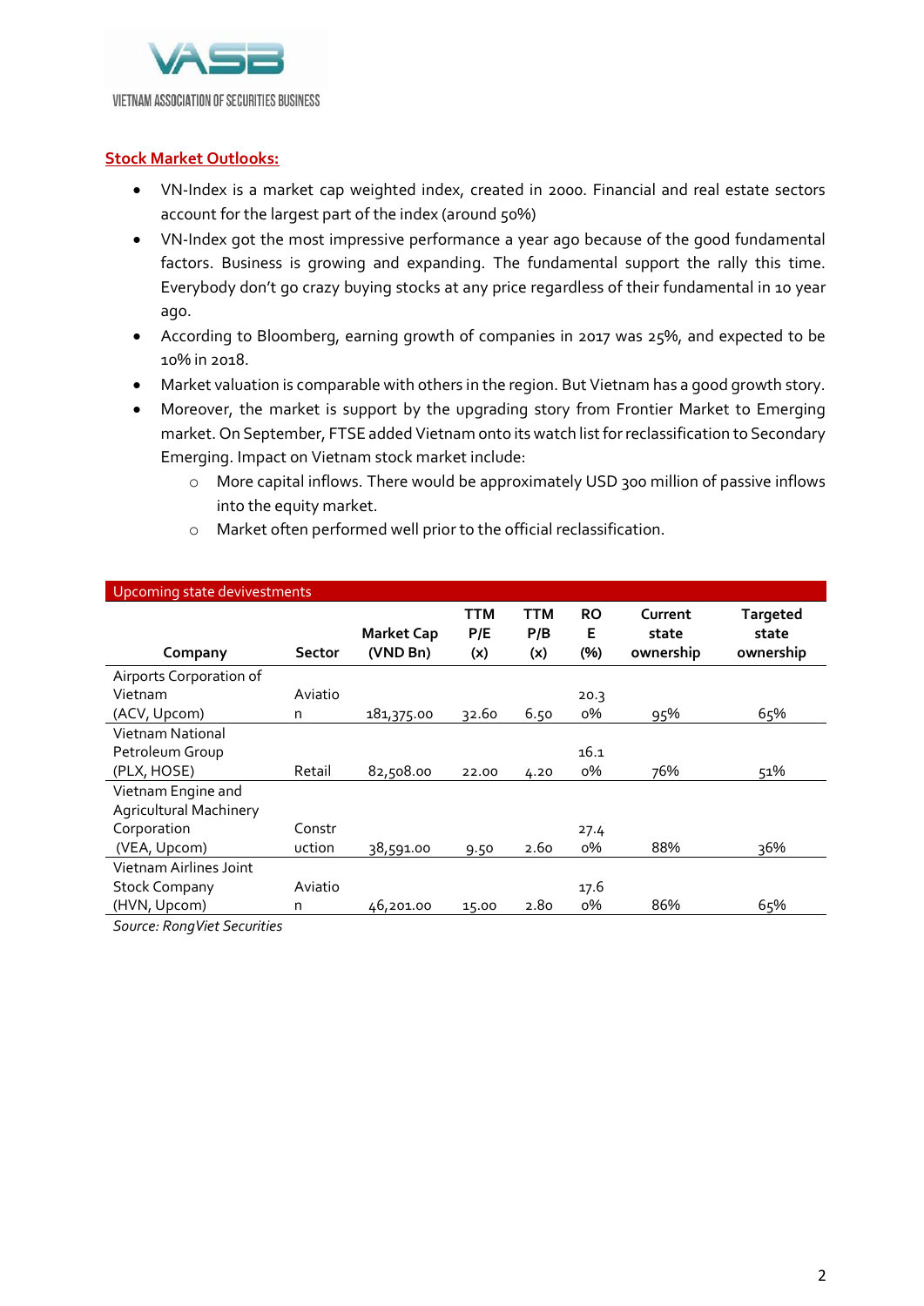**Stock Market Outlooks:**

- VN-Index is a market cap weighted index, created in 2000. Financial and real estate sectors account for the largest part of the index (around 50%)
- VN-Index got the most impressive performance a year ago because of the good fundamental factors. Business is growing and expanding. The fundamental support the rally this time. Everybody don't go crazy buying stocks at any price regardless of their fundamental in 10 year ago.
- According to Bloomberg, earning growth of companies in 2017 was 25%, and expected to be 10% in 2018.
- Market valuation is comparable with others in the region. But Vietnam has a good growth story.
- Moreover, the market is support by the upgrading story from Frontier Market to Emerging market. On September, FTSE added Vietnam onto its watch list for reclassification to Secondary Emerging. Impact on Vietnam stock market include:
  - More capital inflows. There would be approximately USD 300 million of passive inflows into the equity market.
  - Market often performed well prior to the official reclassification.

**Upcoming state devivestments**

| Company | Sector | Market Cap (VND Bn) | TTM P/E (x) | TTM P/B (x) | ROE (%) | Current state ownership | Targeted state ownership |
|---|---|---|---|---|---|---|---|
| Airports Corporation of Vietnam (ACV, Upcom) | Aviation | 181,375.00 | 32.60 | 6.50 | 20.30% | 95% | 65% |
| Vietnam National Petroleum Group (PLX, HOSE) | Retail | 82,508.00 | 22.00 | 4.20 | 16.10% | 76% | 51% |
| Vietnam Engine and Agricultural Machinery Corporation (VEA, Upcom) | Construction | 38,591.00 | 9.50 | 2.60 | 27.40% | 88% | 36% |
| Vietnam Airlines Joint Stock Company (HVN, Upcom) | Aviation | 46,201.00 | 15.00 | 2.80 | 17.60% | 86% | 65% |

*Source: RongViet Securities*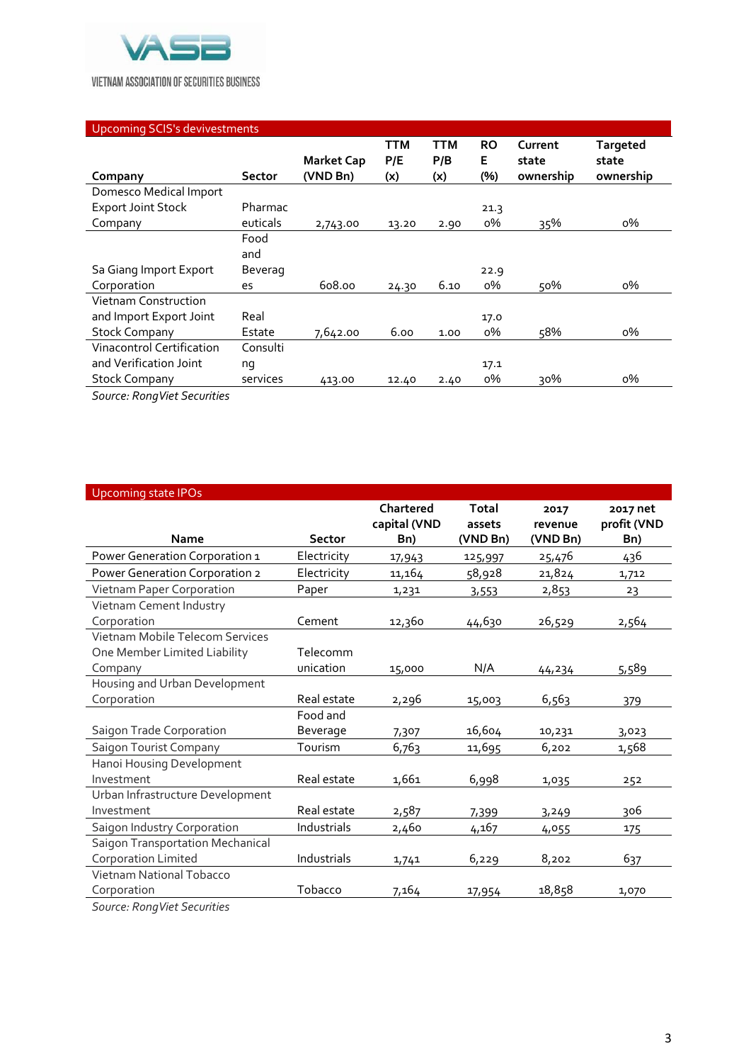VIETNAM ASSOCIATION OF SECURITIES BUSINESS

**Upcoming SCIS's devivestments**

| Company | Sector | Market Cap (VND Bn) | TTM P/E (x) | TTM P/B (x) | ROE (%) | Current state ownership | Targeted state ownership |
|---|---|---|---|---|---|---|---|
| Domesco Medical Import Export Joint Stock Company | Pharmaceuticals | 2,743.00 | 13.20 | 2.90 | 21.30% | 35% | 0% |
| Sa Giang Import Export Corporation | Food and Beverages | 608.00 | 24.30 | 6.10 | 22.90% | 50% | 0% |
| Vietnam Construction and Import Export Joint Stock Company | Real Estate | 7,642.00 | 6.00 | 1.00 | 17.00% | 58% | 0% |
| Vinacontrol Certification and Verification Joint Stock Company | Consulting services | 413.00 | 12.40 | 2.40 | 17.10% | 30% | 0% |

*Source: RongViet Securities*

**Upcoming state IPOs**

| Name | Sector | Chartered capital (VND Bn) | Total assets (VND Bn) | 2017 revenue (VND Bn) | 2017 net profit (VND Bn) |
|---|---|---|---|---|---|
| Power Generation Corporation 1 | Electricity | 17,943 | 125,997 | 25,476 | 436 |
| Power Generation Corporation 2 | Electricity | 11,164 | 58,928 | 21,824 | 1,712 |
| Vietnam Paper Corporation | Paper | 1,231 | 3,553 | 2,853 | 23 |
| Vietnam Cement Industry Corporation | Cement | 12,360 | 44,630 | 26,529 | 2,564 |
| Vietnam Mobile Telecom Services One Member Limited Liability Company | Telecommunication | 15,000 | N/A | 44,234 | 5,589 |
| Housing and Urban Development Corporation | Real estate | 2,296 | 15,003 | 6,563 | 379 |
| Saigon Trade Corporation | Food and Beverage | 7,307 | 16,604 | 10,231 | 3,023 |
| Saigon Tourist Company | Tourism | 6,763 | 11,695 | 6,202 | 1,568 |
| Hanoi Housing Development Investment | Real estate | 1,661 | 6,998 | 1,035 | 252 |
| Urban Infrastructure Development Investment | Real estate | 2,587 | 7,399 | 3,249 | 306 |
| Saigon Industry Corporation | Industrials | 2,460 | 4,167 | 4,055 | 175 |
| Saigon Transportation Mechanical Corporation Limited | Industrials | 1,741 | 6,229 | 8,202 | 637 |
| Vietnam National Tobacco Corporation | Tobacco | 7,164 | 17,954 | 18,858 | 1,070 |

*Source: RongViet Securities*